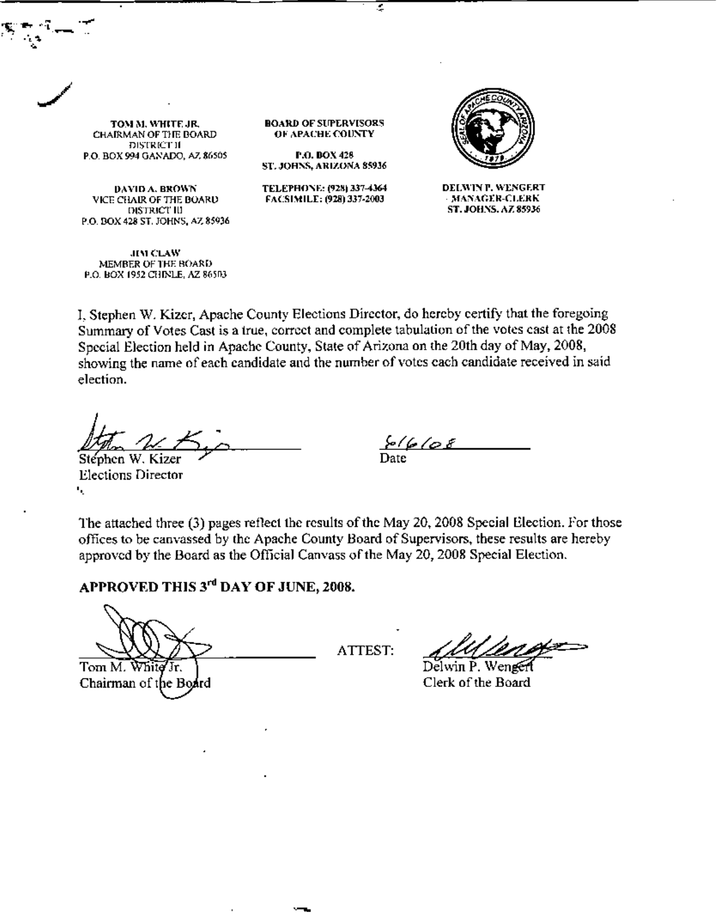TOM M. WHITE JR.
CHAIRMAN OF THE BOARD
DISTRICT II
P.O. BOX 994 GANADO, AZ 86505

DAVID A. BROWN
VICE CHAIR OF THE BOARD
DISTRICT III
P.O. BOX 428 ST. JOHNS, AZ 85936

JIM CLAW
MEMBER OF THE BOARD
P.O. BOX 1952 CHINLE, AZ 86503

**BOARD OF SUPERVISORS OF APACHE COUNTY**

P.O. BOX 428
ST. JOHNS, ARIZONA 85936

TELEPHONE: (928) 337-4364
FACSIMILE: (928) 337-2003

DELWIN P. WENGERT
MANAGER-CLERK
ST. JOHNS, AZ 85936

I, Stephen W. Kizer, Apache County Elections Director, do hereby certify that the foregoing Summary of Votes Cast is a true, correct and complete tabulation of the votes cast at the 2008 Special Election held in Apache County, State of Arizona on the 20th day of May, 2008, showing the name of each candidate and the number of votes each candidate received in said election.

Stephen W. Kizer
Elections Director

6/6/08
Date

The attached three (3) pages reflect the results of the May 20, 2008 Special Election. For those offices to be canvassed by the Apache County Board of Supervisors, these results are hereby approved by the Board as the Official Canvass of the May 20, 2008 Special Election.

**APPROVED THIS 3rd DAY OF JUNE, 2008.**

Tom M. White Jr.
Chairman of the Board

ATTEST:

Delwin P. Wengert
Clerk of the Board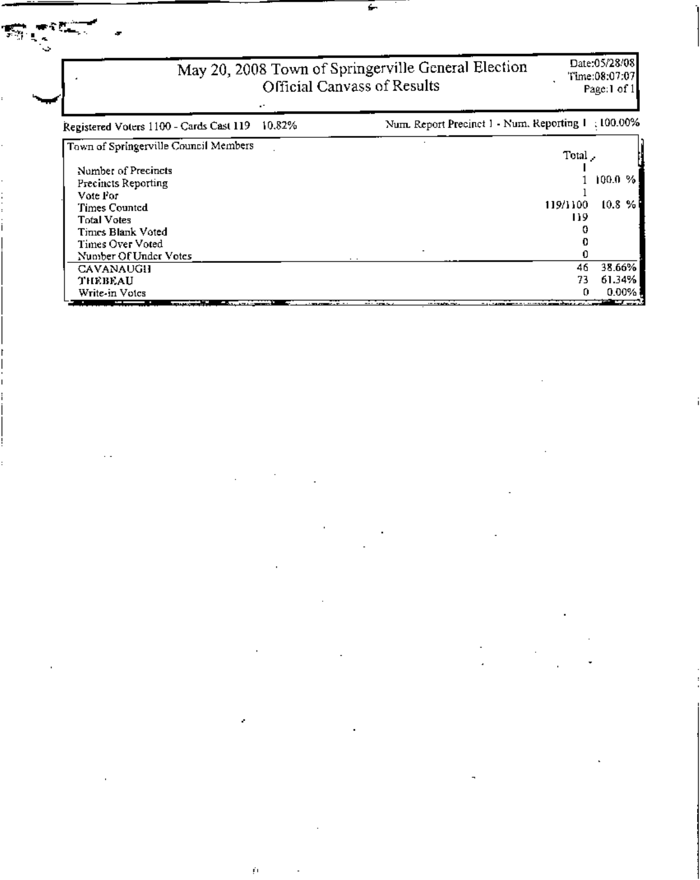# May 20, 2008 Town of Springerville General Election
## Official Canvass of Results

Date:05/28/08
Time:08:07:07
Page:1 of 1

Registered Voters 1100 - Cards Cast 119 10.82%

Num. Report Precinct 1 - Num. Reporting 1 100.00%

| Town of Springerville Council Members | Total | |
|---|---|---|
| Number of Precincts | 1 | |
| Precincts Reporting | 1 | 100.0 % |
| Vote For | 1 | |
| Times Counted | 119/1100 | 10.8 % |
| Total Votes | 119 | |
| Times Blank Voted | 0 | |
| Times Over Voted | 0 | |
| Number Of Under Votes | 0 | |
| CAVANAUGH | 46 | 38.66% |
| THEBEAU | 73 | 61.34% |
| Write-in Votes | 0 | 0.00% |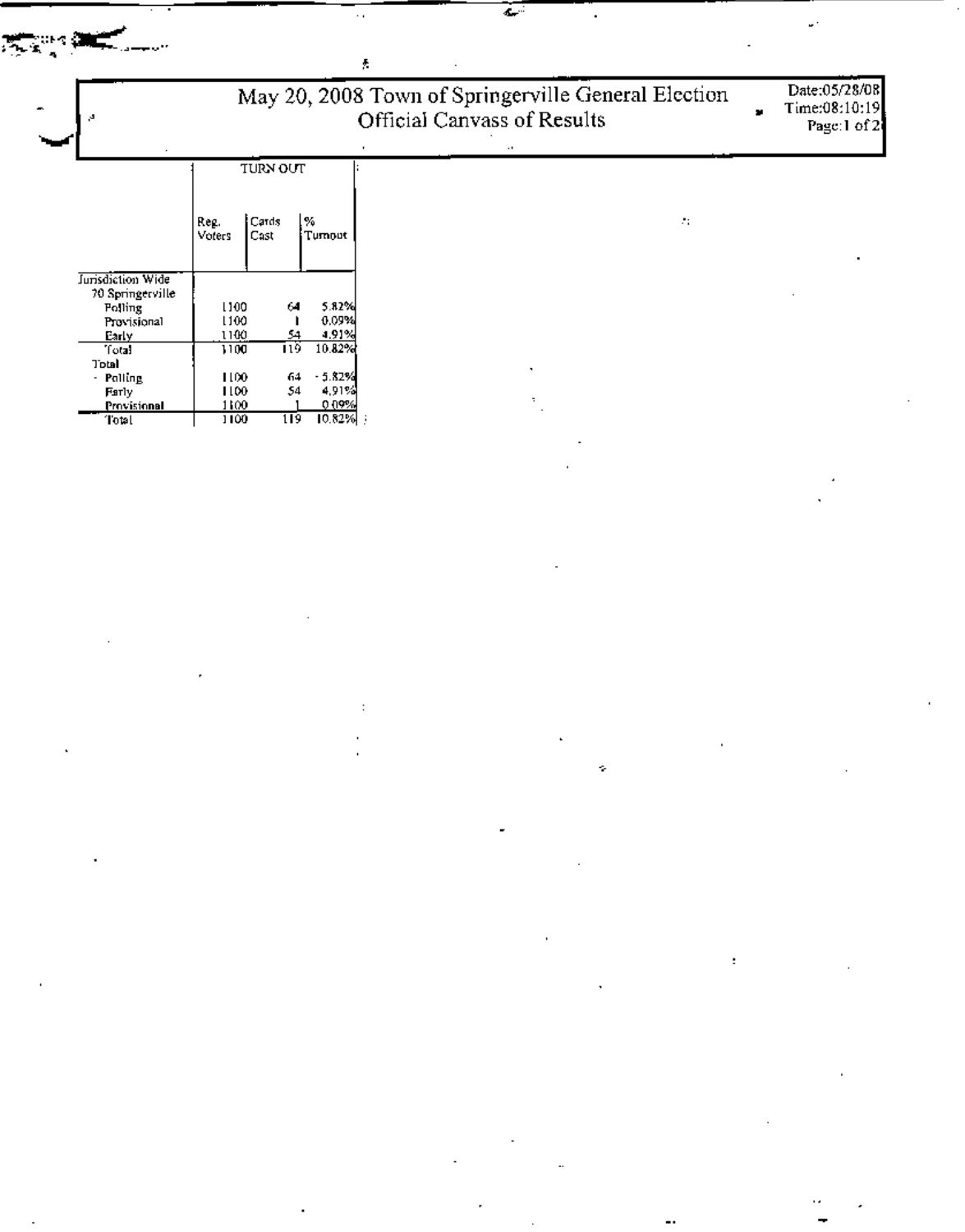# May 20, 2008 Town of Springerville General Election
## Official Canvass of Results

Date:05/28/08
Time:08:10:19

| | TURN OUT | | |
|---|---|---|---|
| | Reg. Voters | Cards Cast | % Turnout |
| Jurisdiction Wide | | | |
| 70 Springerville | | | |
| Polling | 1100 | 64 | 5.82% |
| Provisional | 1100 | 1 | 0.09% |
| Early | 1100 | 54 | 4.91% |
| Total | 1100 | 119 | 10.82% |
| Total | | | |
| Polling | 1100 | 64 | 5.82% |
| Early | 1100 | 54 | 4.91% |
| Provisional | 1100 | 1 | 0.09% |
| Total | 1100 | 119 | 10.82% |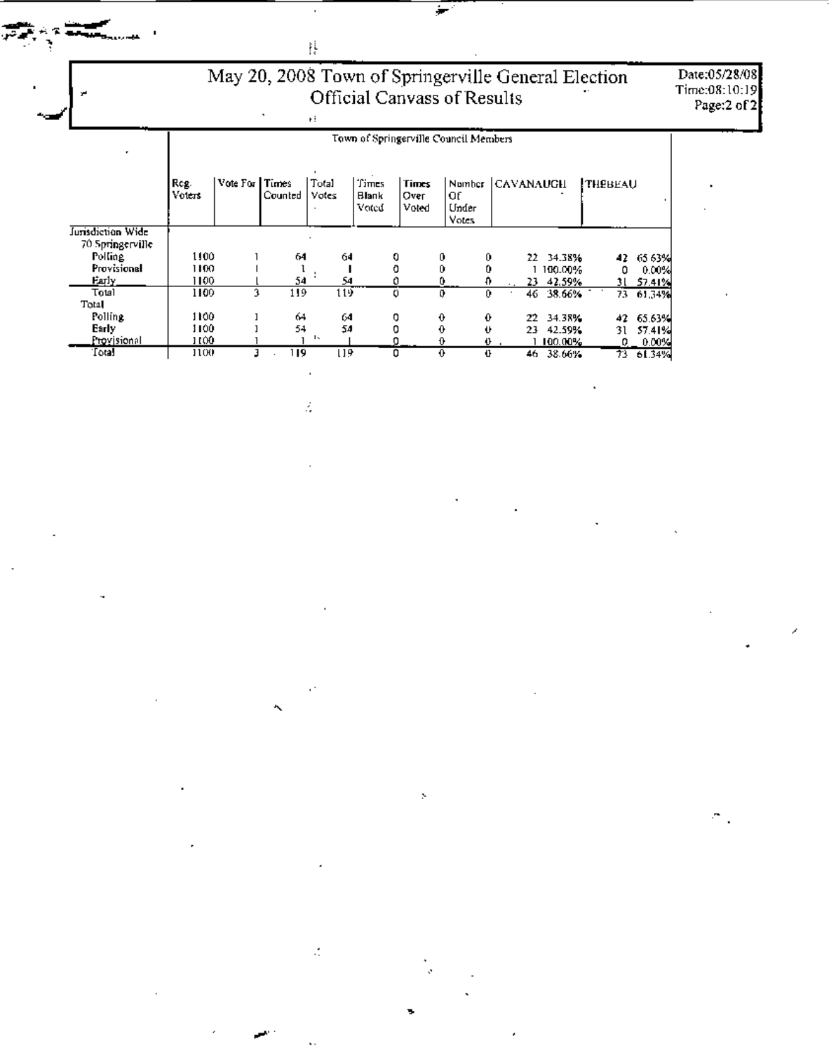# May 20, 2008 Town of Springerville General Election
## Official Canvass of Results

Date:05/28/08
Time:08:10:19

| | Town of Springerville Council Members | | | | | | | | | | |
|---|---|---|---|---|---|---|---|---|---|---|---|
| | Reg. Voters | Vote For | Times Counted | Total Votes | Times Blank Voted | Times Over Voted | Number Of Under Votes | CAVANAUGH | | THEBEAU | |
| Jurisdiction Wide | | | | | | | | | | | |
| 70 Springerville | | | | | | | | | | | |
| Polling | 1100 | 1 | 64 | 64 | 0 | 0 | 0 | 22 | 34.38% | 42 | 65.63% |
| Provisional | 1100 | 1 | 1 | 1 | 0 | 0 | 0 | 1 | 100.00% | 0 | 0.00% |
| Early | 1100 | 1 | 54 | 54 | 0 | 0 | 0 | 23 | 42.59% | 31 | 57.41% |
| Total | 1100 | 3 | 119 | 119 | 0 | 0 | 0 | 46 | 38.66% | 73 | 61.34% |
| Total | | | | | | | | | | | |
| Polling | 1100 | 1 | 64 | 64 | 0 | 0 | 0 | 22 | 34.38% | 42 | 65.63% |
| Early | 1100 | 1 | 54 | 54 | 0 | 0 | 0 | 23 | 42.59% | 31 | 57.41% |
| Provisional | 1100 | 1 | 1 | 1 | 0 | 0 | 0 | 1 | 100.00% | 0 | 0.00% |
| Total | 1100 | 3 | 119 | 119 | 0 | 0 | 0 | 46 | 38.66% | 73 | 61.34% |